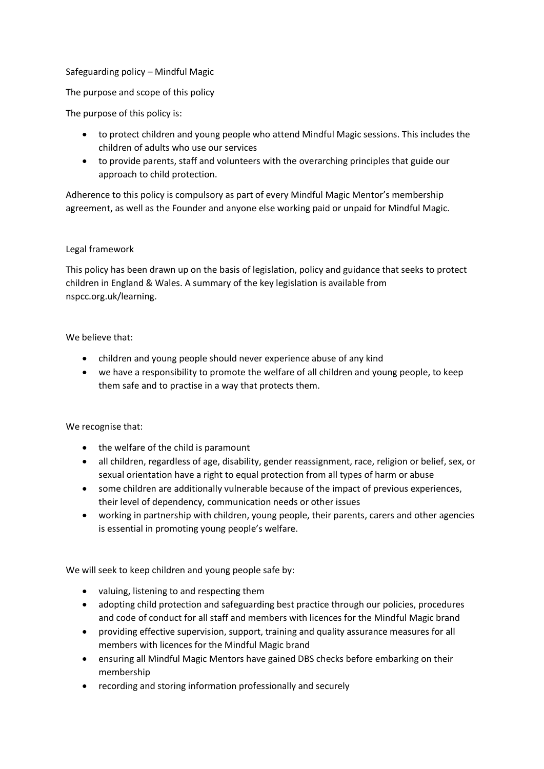# Safeguarding policy – Mindful Magic

## The purpose and scope of this policy

The purpose of this policy is:

- to protect children and young people who attend Mindful Magic sessions. This includes the children of adults who use our services
- to provide parents, staff and volunteers with the overarching principles that guide our approach to child protection.

Adherence to this policy is compulsory as part of every Mindful Magic Mentor's membership agreement, as well as the Founder and anyone else working paid or unpaid for Mindful Magic.

## Legal framework

This policy has been drawn up on the basis of legislation, policy and guidance that seeks to protect children in England & Wales. A summary of the key legislation is available from nspcc.org.uk/learning.

We believe that:

- children and young people should never experience abuse of any kind
- we have a responsibility to promote the welfare of all children and young people, to keep them safe and to practise in a way that protects them.

We recognise that:

- the welfare of the child is paramount
- all children, regardless of age, disability, gender reassignment, race, religion or belief, sex, or sexual orientation have a right to equal protection from all types of harm or abuse
- some children are additionally vulnerable because of the impact of previous experiences, their level of dependency, communication needs or other issues
- working in partnership with children, young people, their parents, carers and other agencies is essential in promoting young people's welfare.

We will seek to keep children and young people safe by:

- valuing, listening to and respecting them
- adopting child protection and safeguarding best practice through our policies, procedures and code of conduct for all staff and members with licences for the Mindful Magic brand
- providing effective supervision, support, training and quality assurance measures for all members with licences for the Mindful Magic brand
- ensuring all Mindful Magic Mentors have gained DBS checks before embarking on their membership
- recording and storing information professionally and securely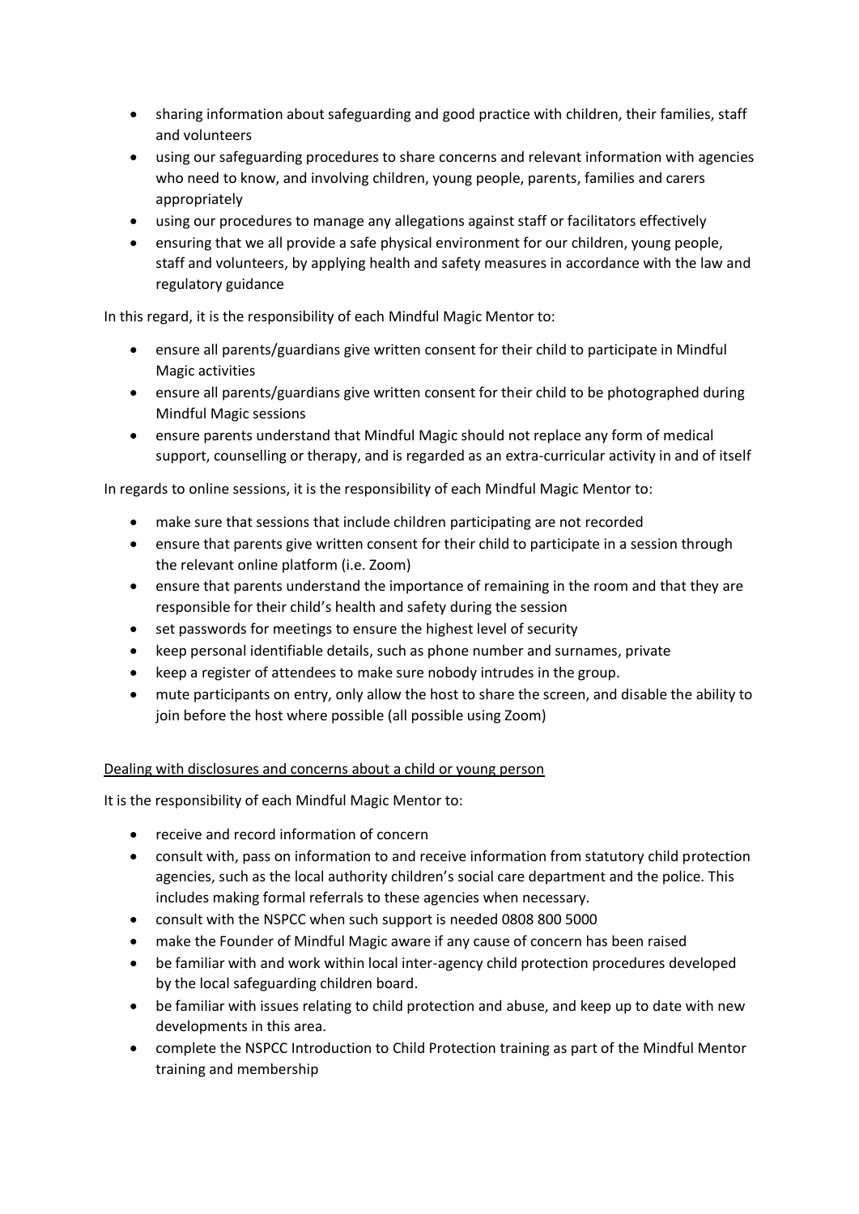- sharing information about safeguarding and good practice with children, their families, staff and volunteers
- using our safeguarding procedures to share concerns and relevant information with agencies who need to know, and involving children, young people, parents, families and carers appropriately
- using our procedures to manage any allegations against staff or facilitators effectively
- ensuring that we all provide a safe physical environment for our children, young people, staff and volunteers, by applying health and safety measures in accordance with the law and regulatory guidance

In this regard, it is the responsibility of each Mindful Magic Mentor to:

- ensure all parents/guardians give written consent for their child to participate in Mindful Magic activities
- ensure all parents/guardians give written consent for their child to be photographed during Mindful Magic sessions
- ensure parents understand that Mindful Magic should not replace any form of medical support, counselling or therapy, and is regarded as an extra-curricular activity in and of itself

In regards to online sessions, it is the responsibility of each Mindful Magic Mentor to:

- make sure that sessions that include children participating are not recorded
- ensure that parents give written consent for their child to participate in a session through the relevant online platform (i.e. Zoom)
- ensure that parents understand the importance of remaining in the room and that they are responsible for their child's health and safety during the session
- set passwords for meetings to ensure the highest level of security
- keep personal identifiable details, such as phone number and surnames, private
- keep a register of attendees to make sure nobody intrudes in the group.
- mute participants on entry, only allow the host to share the screen, and disable the ability to join before the host where possible (all possible using Zoom)

<u>Dealing with disclosures and concerns about a child or young person</u>

It is the responsibility of each Mindful Magic Mentor to:

- receive and record information of concern
- consult with, pass on information to and receive information from statutory child protection agencies, such as the local authority children's social care department and the police. This includes making formal referrals to these agencies when necessary.
- consult with the NSPCC when such support is needed 0808 800 5000
- make the Founder of Mindful Magic aware if any cause of concern has been raised
- be familiar with and work within local inter-agency child protection procedures developed by the local safeguarding children board.
- be familiar with issues relating to child protection and abuse, and keep up to date with new developments in this area.
- complete the NSPCC Introduction to Child Protection training as part of the Mindful Mentor training and membership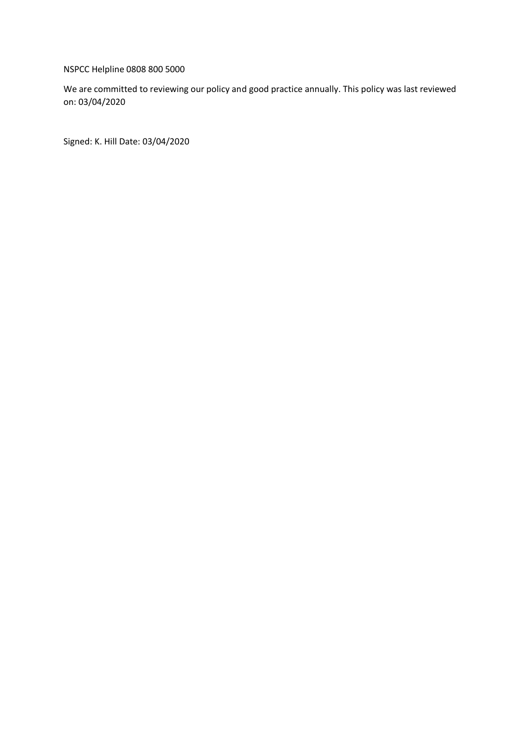NSPCC Helpline 0808 800 5000

We are committed to reviewing our policy and good practice annually. This policy was last reviewed on: 03/04/2020

Signed: K. Hill Date: 03/04/2020